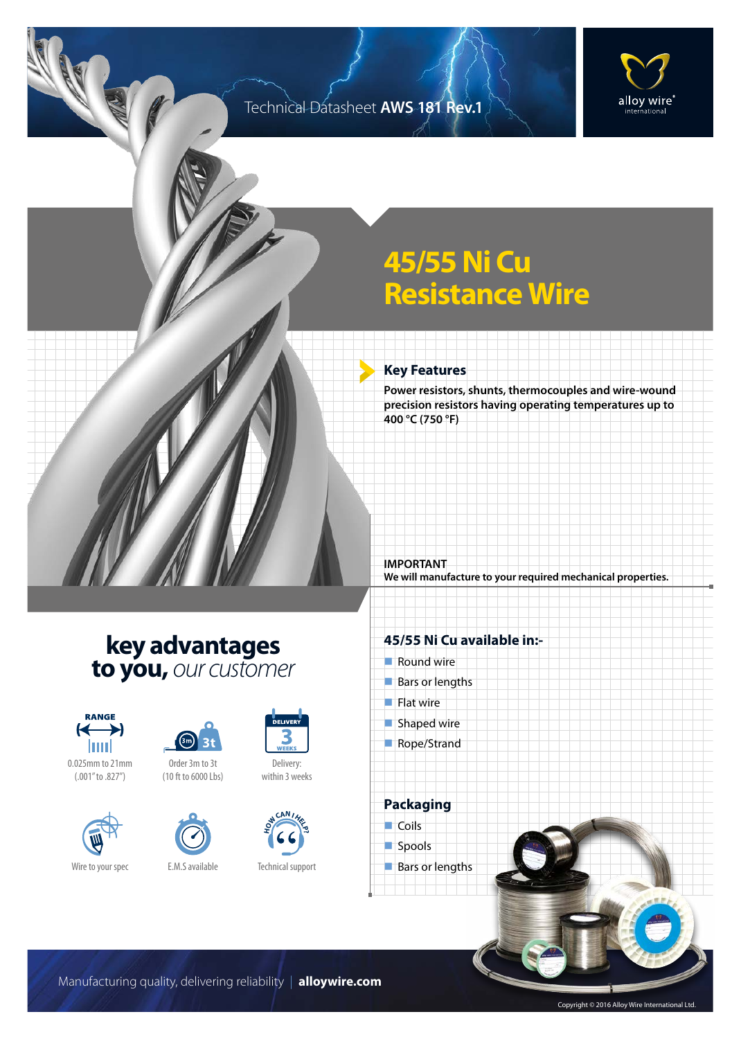Technical Datasheet **AWS 181 Rev.1**

# 45/55 Ni Cu Resistance Wire

## Key Features

**Power resistors, shunts, thermocouples and wire-wound precision resistors having operating temperatures up to 400 °C (750 °F)**

**IMPORTANT**
**We will manufacture to your required mechanical properties.**

## key advantages to you, *our customer*

- RANGE: 0.025mm to 21mm (.001" to .827")
- Order 3m to 3t (10 ft to 6000 Lbs)
- Delivery: within 3 weeks
- Wire to your spec
- E.M.S available
- Technical support

## 45/55 Ni Cu available in:-

- Round wire
- Bars or lengths
- Flat wire
- Shaped wire
- Rope/Strand

## Packaging

- Coils
- Spools
- Bars or lengths

Manufacturing quality, delivering reliability | **alloywire.com**

Copyright © 2016 Alloy Wire International Ltd.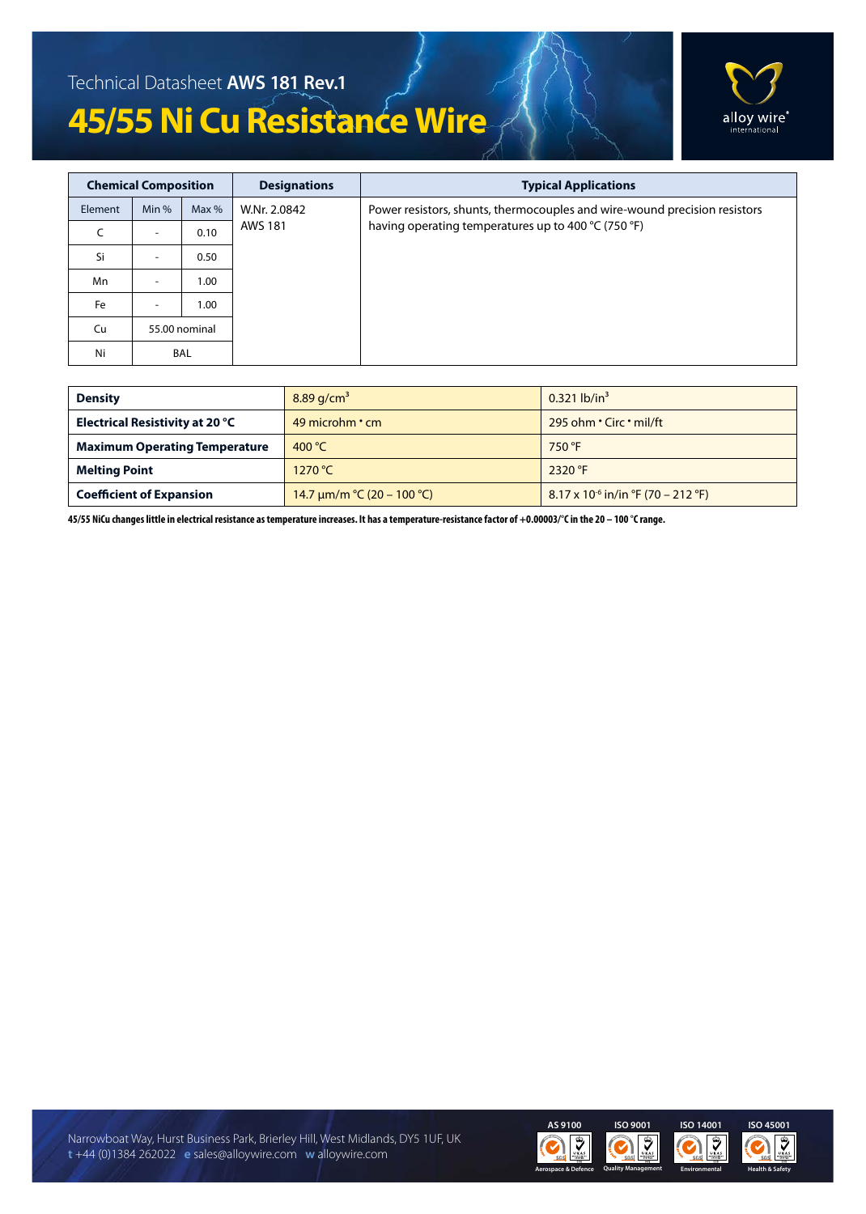Technical Datasheet **AWS 181 Rev.1**

# 45/55 Ni Cu Resistance Wire

| Chemical Composition | | | Designations | Typical Applications |
|---|---|---|---|---|
| Element | Min % | Max % | W.Nr. 2.0842<br>AWS 181 | Power resistors, shunts, thermocouples and wire-wound precision resistors having operating temperatures up to 400 °C (750 °F) |
| C | - | 0.10 | | |
| Si | - | 0.50 | | |
| Mn | - | 1.00 | | |
| Fe | - | 1.00 | | |
| Cu | 55.00 nominal | | | |
| Ni | BAL | | | |

| | | |
|---|---|---|
| **Density** | 8.89 g/cm$^3$ | 0.321 lb/in$^3$ |
| **Electrical Resistivity at 20 °C** | 49 microhm • cm | 295 ohm • Circ • mil/ft |
| **Maximum Operating Temperature** | 400 °C | 750 °F |
| **Melting Point** | 1270 °C | 2320 °F |
| **Coefficient of Expansion** | 14.7 µm/m °C (20 – 100 °C) | 8.17 x 10$^{-6}$ in/in °F (70 – 212 °F) |

**45/55 NiCu changes little in electrical resistance as temperature increases. It has a temperature-resistance factor of +0.00003/°C in the 20 – 100 °C range.**

Narrowboat Way, Hurst Business Park, Brierley Hill, West Midlands, DY5 1UF, UK
t +44 (0)1384 262022 e sales@alloywire.com w alloywire.com

AS 9100 Aerospace & Defence | ISO 9001 Quality Management | ISO 14001 Environmental | ISO 45001 Health & Safety